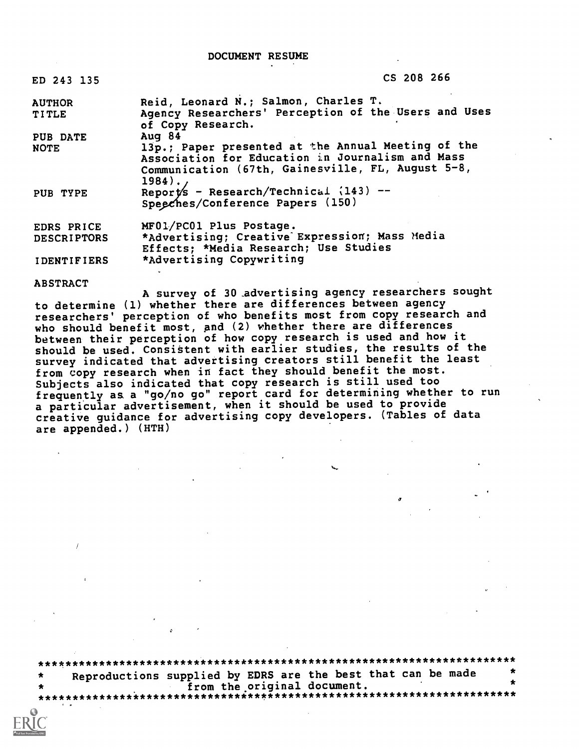# DOCUMENT RESUME

| | |
|---|---|
| ED 243 135 | CS 208 266 |
| AUTHOR | Reid, Leonard N.; Salmon, Charles T. |
| TITLE | Agency Researchers' Perception of the Users and Uses of Copy Research. |
| PUB DATE | Aug 84 |
| NOTE | 13p.; Paper presented at the Annual Meeting of the Association for Education in Journalism and Mass Communication (67th, Gainesville, FL, August 5-8, 1984). |
| PUB TYPE | Reports - Research/Technical (143) -- Speeches/Conference Papers (150) |
| EDRS PRICE | MF01/PC01 Plus Postage. |
| DESCRIPTORS | *Advertising; Creative Expression; Mass Media Effects; *Media Research; Use Studies |
| IDENTIFIERS | *Advertising Copywriting |

ABSTRACT

A survey of 30 advertising agency researchers sought to determine (1) whether there are differences between agency researchers' perception of who benefits most from copy research and who should benefit most, and (2) whether there are differences between their perception of how copy research is used and how it should be used. Consistent with earlier studies, the results of the survey indicated that advertising creators still benefit the least from copy research when in fact they should benefit the most. Subjects also indicated that copy research is still used too frequently as a "go/no go" report card for determining whether to run a particular advertisement, when it should be used to provide creative guidance for advertising copy developers. (Tables of data are appended.) (HTH)

***********************************************************************
* Reproductions supplied by EDRS are the best that can be made *
* from the original document. *
***********************************************************************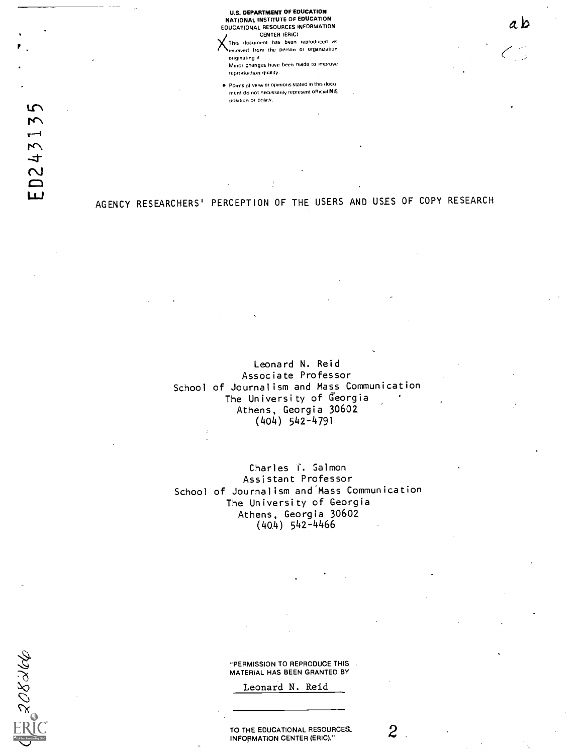U.S. DEPARTMENT OF EDUCATION
NATIONAL INSTITUTE OF EDUCATION
EDUCATIONAL RESOURCES INFORMATION
CENTER (ERIC)

X This document has been reproduced as received from the person or organization originating it.
Minor changes have been made to improve reproduction quality.

- Points of view or opinions stated in this document do not necessarily represent official NIE position or policy.

ED243135

# AGENCY RESEARCHERS' PERCEPTION OF THE USERS AND USES OF COPY RESEARCH

Leonard N. Reid
Associate Professor
School of Journalism and Mass Communication
The University of Georgia
Athens, Georgia 30602
(404) 542-4791

Charles T. Salmon
Assistant Professor
School of Journalism and Mass Communication
The University of Georgia
Athens, Georgia 30602
(404) 542-4466

"PERMISSION TO REPRODUCE THIS MATERIAL HAS BEEN GRANTED BY
Leonard N. Reid

TO THE EDUCATIONAL RESOURCES INFORMATION CENTER (ERIC)."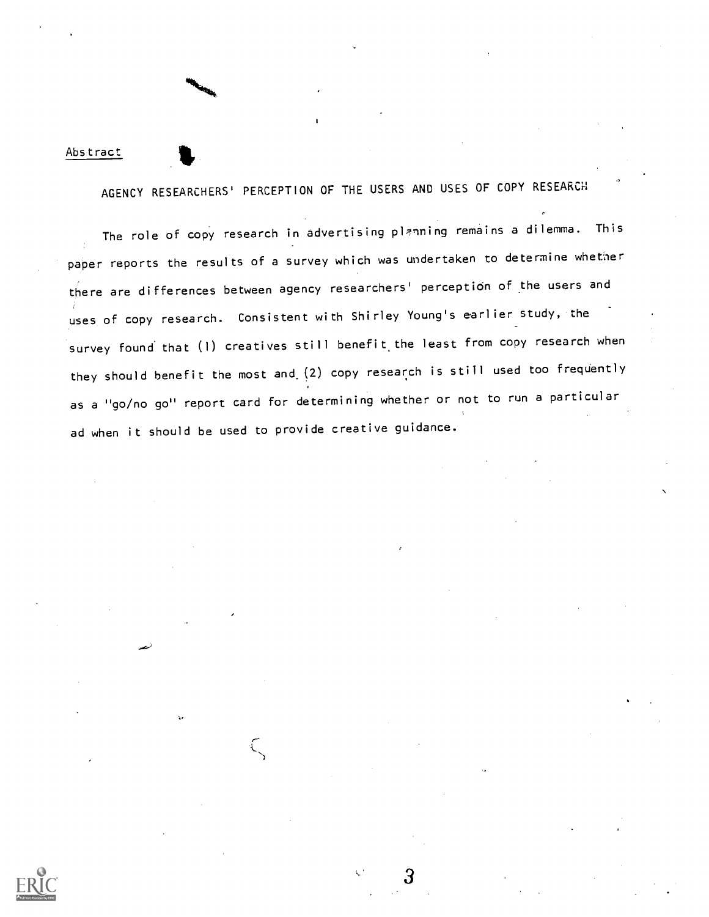Abstract

## AGENCY RESEARCHERS' PERCEPTION OF THE USERS AND USES OF COPY RESEARCH

The role of copy research in advertising planning remains a dilemma. This paper reports the results of a survey which was undertaken to determine whether there are differences between agency researchers' perception of the users and uses of copy research. Consistent with Shirley Young's earlier study, the survey found that (1) creatives still benefit the least from copy research when they should benefit the most and (2) copy research is still used too frequently as a "go/no go" report card for determining whether or not to run a particular ad when it should be used to provide creative guidance.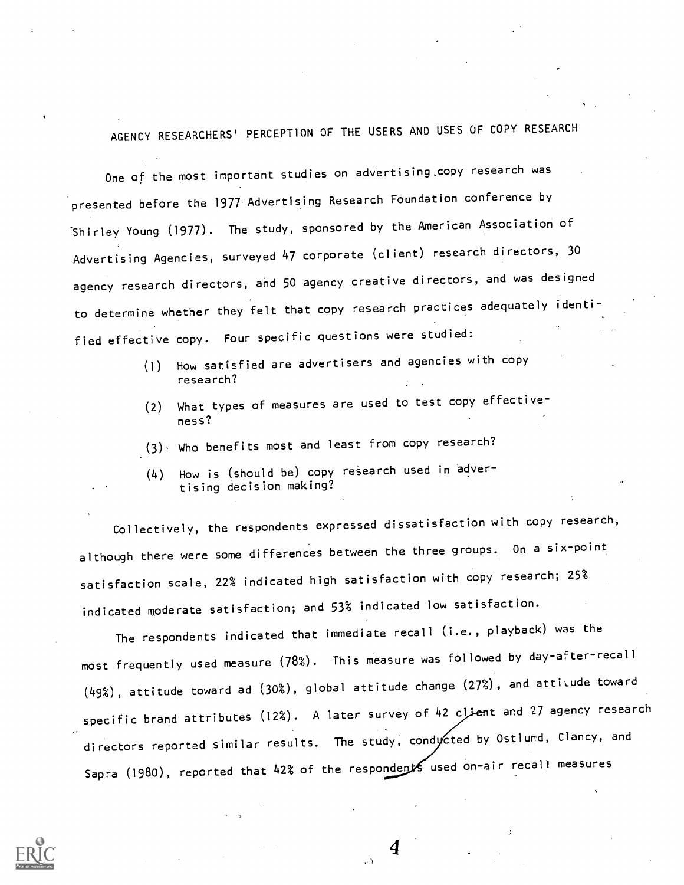## AGENCY RESEARCHERS' PERCEPTION OF THE USERS AND USES OF COPY RESEARCH

One of the most important studies on advertising copy research was presented before the 1977 Advertising Research Foundation conference by Shirley Young (1977). The study, sponsored by the American Association of Advertising Agencies, surveyed 47 corporate (client) research directors, 30 agency research directors, and 50 agency creative directors, and was designed to determine whether they felt that copy research practices adequately identified effective copy. Four specific questions were studied:

(1) How satisfied are advertisers and agencies with copy research?

(2) What types of measures are used to test copy effectiveness?

(3) Who benefits most and least from copy research?

(4) How is (should be) copy research used in advertising decision making?

Collectively, the respondents expressed dissatisfaction with copy research, although there were some differences between the three groups. On a six-point satisfaction scale, 22% indicated high satisfaction with copy research; 25% indicated moderate satisfaction; and 53% indicated low satisfaction.

The respondents indicated that immediate recall (i.e., playback) was the most frequently used measure (78%). This measure was followed by day-after-recall (49%), attitude toward ad (30%), global attitude change (27%), and attitude toward specific brand attributes (12%). A later survey of 42 client and 27 agency research directors reported similar results. The study, conducted by Ostlund, Clancy, and Sapra (1980), reported that 42% of the respondents used on-air recall measures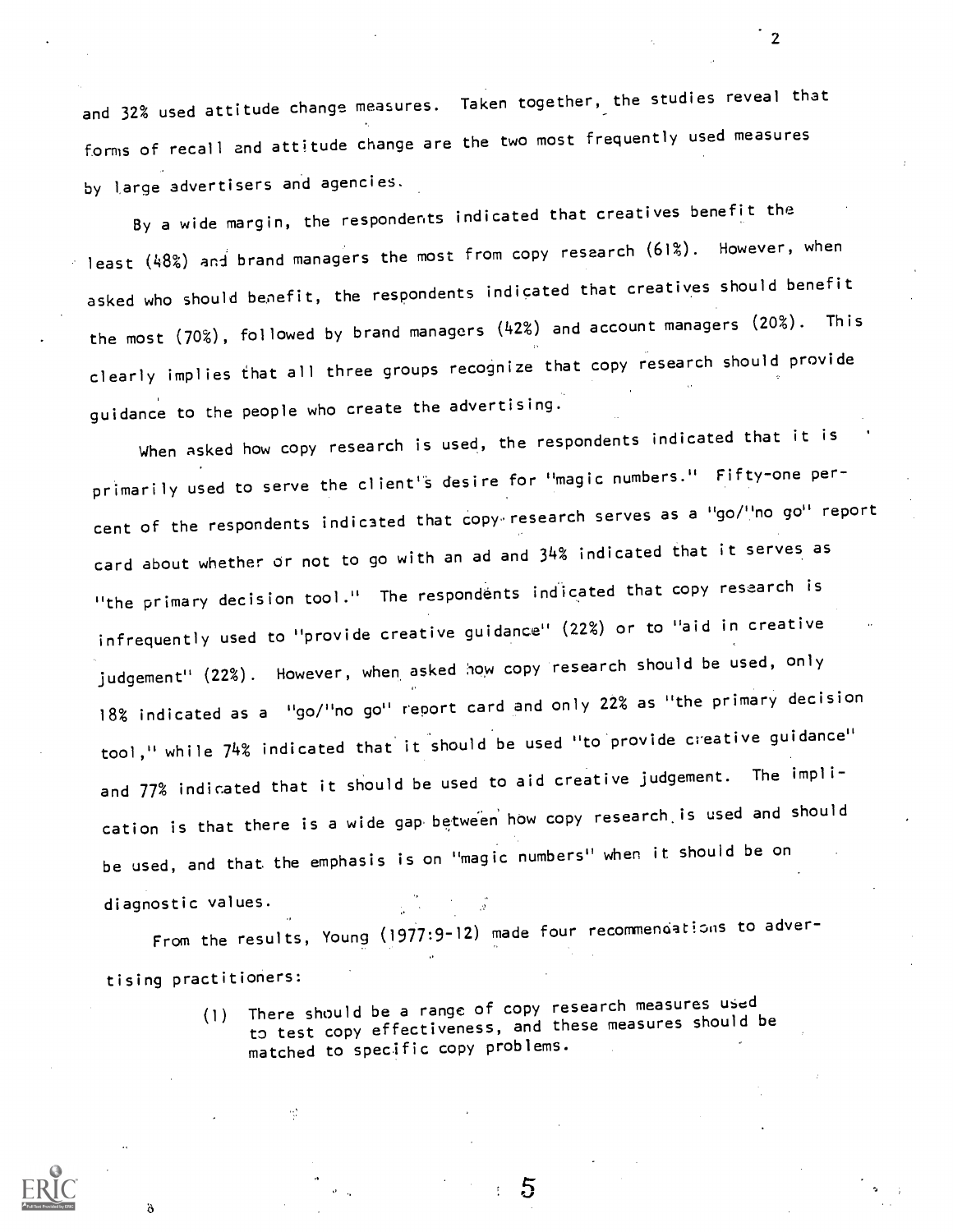and 32% used attitude change measures. Taken together, the studies reveal that forms of recall and attitude change are the two most frequently used measures by large advertisers and agencies.

By a wide margin, the respondents indicated that creatives benefit the least (48%) and brand managers the most from copy research (61%). However, when asked who should benefit, the respondents indicated that creatives should benefit the most (70%), followed by brand managers (42%) and account managers (20%). This clearly implies that all three groups recognize that copy research should provide guidance to the people who create the advertising.

When asked how copy research is used, the respondents indicated that it is primarily used to serve the client's desire for "magic numbers." Fifty-one percent of the respondents indicated that copy research serves as a "go/"no go" report card about whether or not to go with an ad and 34% indicated that it serves as "the primary decision tool." The respondents indicated that copy research is infrequently used to "provide creative guidance" (22%) or to "aid in creative judgement" (22%). However, when asked how copy research should be used, only 18% indicated as a "go/"no go" report card and only 22% as "the primary decision tool," while 74% indicated that it should be used "to provide creative guidance" and 77% indicated that it should be used to aid creative judgement. The implication is that there is a wide gap between how copy research is used and should be used, and that the emphasis is on "magic numbers" when it should be on diagnostic values.

From the results, Young (1977:9-12) made four recommendations to advertising practitioners:

> (1) There should be a range of copy research measures used to test copy effectiveness, and these measures should be matched to specific copy problems.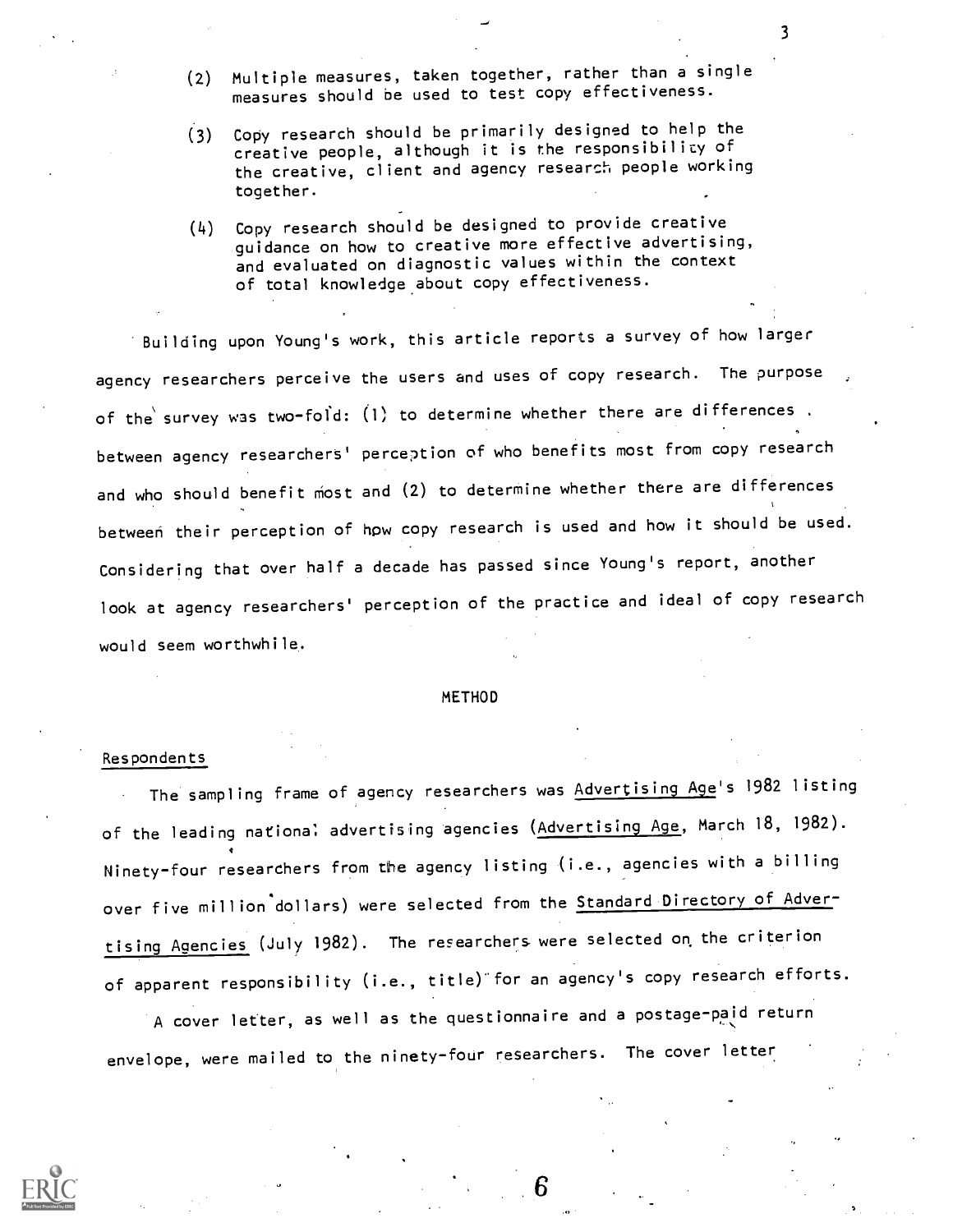(2) Multiple measures, taken together, rather than a single measures should be used to test copy effectiveness.

(3) Copy research should be primarily designed to help the creative people, although it is the responsibility of the creative, client and agency research people working together.

(4) Copy research should be designed to provide creative guidance on how to creative more effective advertising, and evaluated on diagnostic values within the context of total knowledge about copy effectiveness.

Building upon Young's work, this article reports a survey of how larger agency researchers perceive the users and uses of copy research. The purpose of the survey was two-fold: (1) to determine whether there are differences between agency researchers' perception of who benefits most from copy research and who should benefit most and (2) to determine whether there are differences between their perception of how copy research is used and how it should be used. Considering that over half a decade has passed since Young's report, another look at agency researchers' perception of the practice and ideal of copy research would seem worthwhile.

## METHOD

### Respondents

The sampling frame of agency researchers was Advertising Age's 1982 listing of the leading national advertising agencies (Advertising Age, March 18, 1982). Ninety-four researchers from the agency listing (i.e., agencies with a billing over five million dollars) were selected from the Standard Directory of Advertising Agencies (July 1982). The researchers were selected on the criterion of apparent responsibility (i.e., title) for an agency's copy research efforts.

A cover letter, as well as the questionnaire and a postage-paid return envelope, were mailed to the ninety-four researchers. The cover letter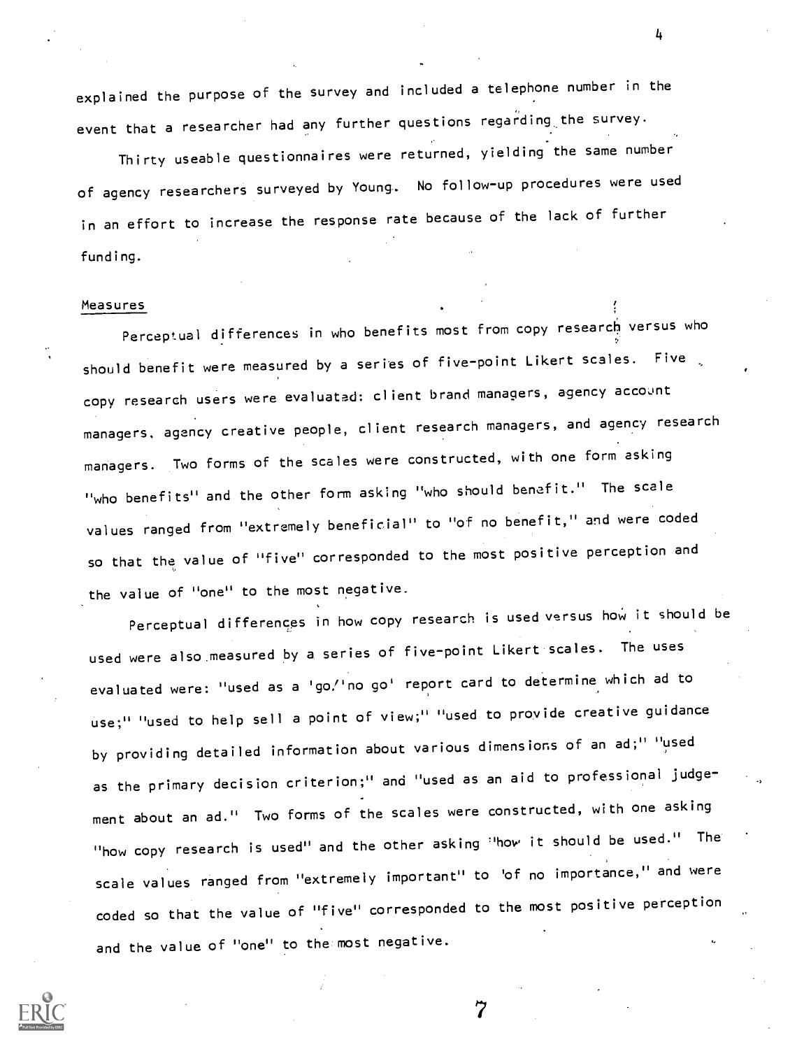explained the purpose of the survey and included a telephone number in the event that a researcher had any further questions regarding the survey.

Thirty useable questionnaires were returned, yielding the same number of agency researchers surveyed by Young. No follow-up procedures were used in an effort to increase the response rate because of the lack of further funding.

## Measures

Perceptual differences in who benefits most from copy research versus who should benefit were measured by a series of five-point Likert scales. Five copy research users were evaluated: client brand managers, agency account managers, agency creative people, client research managers, and agency research managers. Two forms of the scales were constructed, with one form asking "who benefits" and the other form asking "who should benefit." The scale values ranged from "extremely beneficial" to "of no benefit," and were coded so that the value of "five" corresponded to the most positive perception and the value of "one" to the most negative.

Perceptual differences in how copy research is used versus how it should be used were also measured by a series of five-point Likert scales. The uses evaluated were: "used as a 'go/'no go' report card to determine which ad to use;" "used to help sell a point of view;" "used to provide creative guidance by providing detailed information about various dimensions of an ad;" "used as the primary decision criterion;" and "used as an aid to professional judgement about an ad." Two forms of the scales were constructed, with one asking "how copy research is used" and the other asking "how it should be used." The scale values ranged from "extremely important" to "of no importance," and were coded so that the value of "five" corresponded to the most positive perception and the value of "one" to the most negative.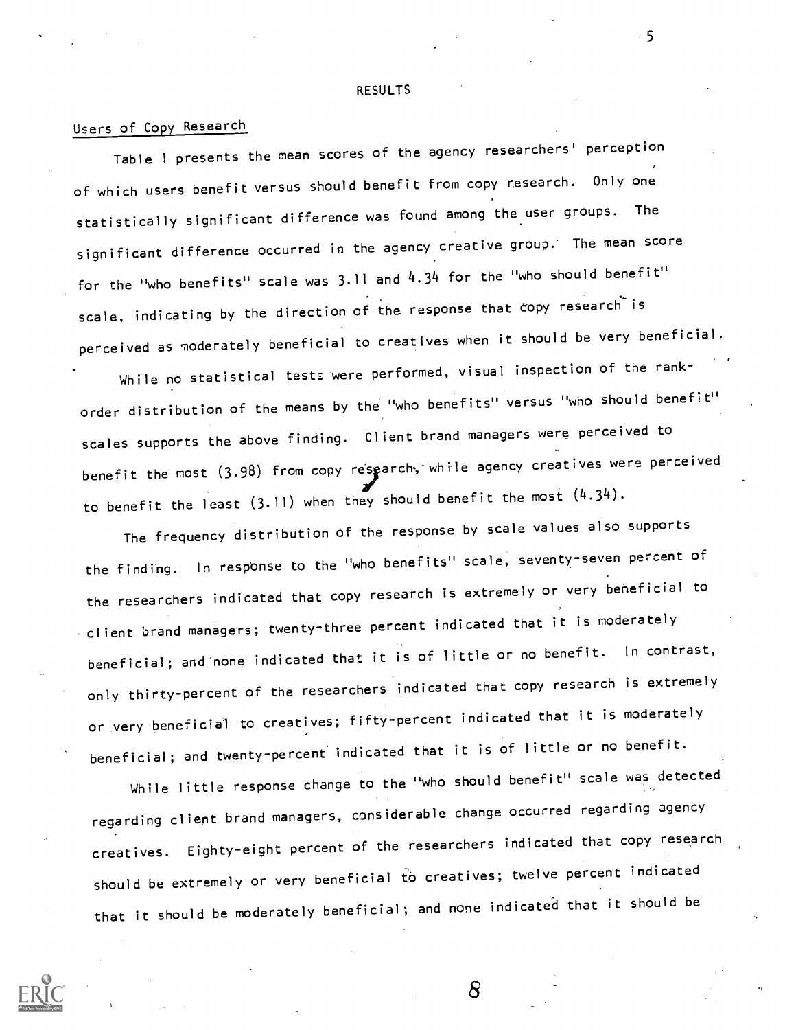# RESULTS

## Users of Copy Research

Table 1 presents the mean scores of the agency researchers' perception of which users benefit versus should benefit from copy research. Only one statistically significant difference was found among the user groups. The significant difference occurred in the agency creative group. The mean score for the "who benefits" scale was 3.11 and 4.34 for the "who should benefit" scale, indicating by the direction of the response that copy research is perceived as moderately beneficial to creatives when it should be very beneficial.

While no statistical tests were performed, visual inspection of the rank-order distribution of the means by the "who benefits" versus "who should benefit" scales supports the above finding. Client brand managers were perceived to benefit the most (3.98) from copy research, while agency creatives were perceived to benefit the least (3.11) when they should benefit the most (4.34).

The frequency distribution of the response by scale values also supports the finding. In response to the "who benefits" scale, seventy-seven percent of the researchers indicated that copy research is extremely or very beneficial to client brand managers; twenty-three percent indicated that it is moderately beneficial; and none indicated that it is of little or no benefit. In contrast, only thirty-percent of the researchers indicated that copy research is extremely or very beneficial to creatives; fifty-percent indicated that it is moderately beneficial; and twenty-percent indicated that it is of little or no benefit.

While little response change to the "who should benefit" scale was detected regarding client brand managers, considerable change occurred regarding agency creatives. Eighty-eight percent of the researchers indicated that copy research should be extremely or very beneficial to creatives; twelve percent indicated that it should be moderately beneficial; and none indicated that it should be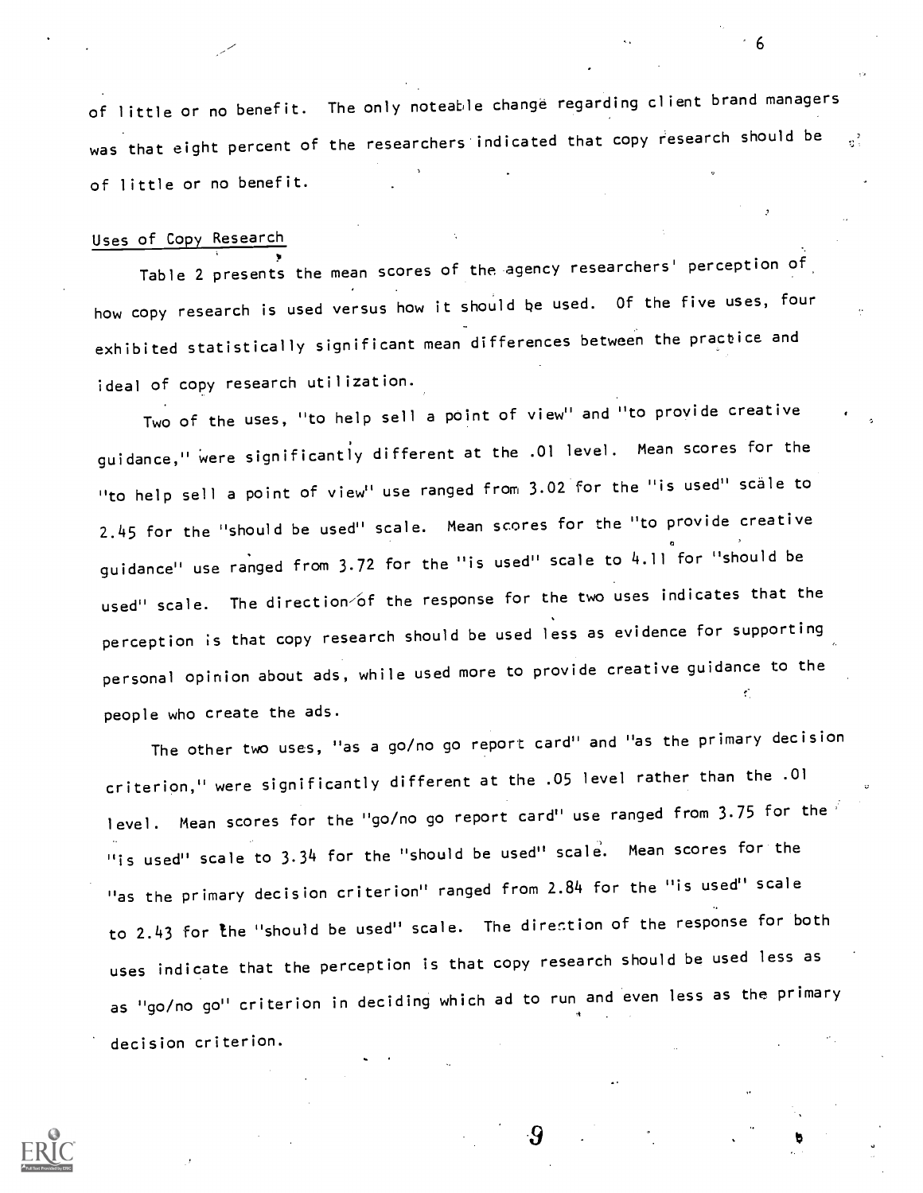of little or no benefit. The only noteable change regarding client brand managers was that eight percent of the researchers indicated that copy research should be of little or no benefit.

Uses of Copy Research

Table 2 presents the mean scores of the agency researchers' perception of how copy research is used versus how it should be used. Of the five uses, four exhibited statistically significant mean differences between the practice and ideal of copy research utilization.

Two of the uses, "to help sell a point of view" and "to provide creative guidance," were significantly different at the .01 level. Mean scores for the "to help sell a point of view" use ranged from 3.02 for the "is used" scale to 2.45 for the "should be used" scale. Mean scores for the "to provide creative guidance" use ranged from 3.72 for the "is used" scale to 4.11 for "should be used" scale. The direction of the response for the two uses indicates that the perception is that copy research should be used less as evidence for supporting personal opinion about ads, while used more to provide creative guidance to the people who create the ads.

The other two uses, "as a go/no go report card" and "as the primary decision criterion," were significantly different at the .05 level rather than the .01 level. Mean scores for the "go/no go report card" use ranged from 3.75 for the "is used" scale to 3.34 for the "should be used" scale. Mean scores for the "as the primary decision criterion" ranged from 2.84 for the "is used" scale to 2.43 for the "should be used" scale. The direction of the response for both uses indicate that the perception is that copy research should be used less as as "go/no go" criterion in deciding which ad to run and even less as the primary decision criterion.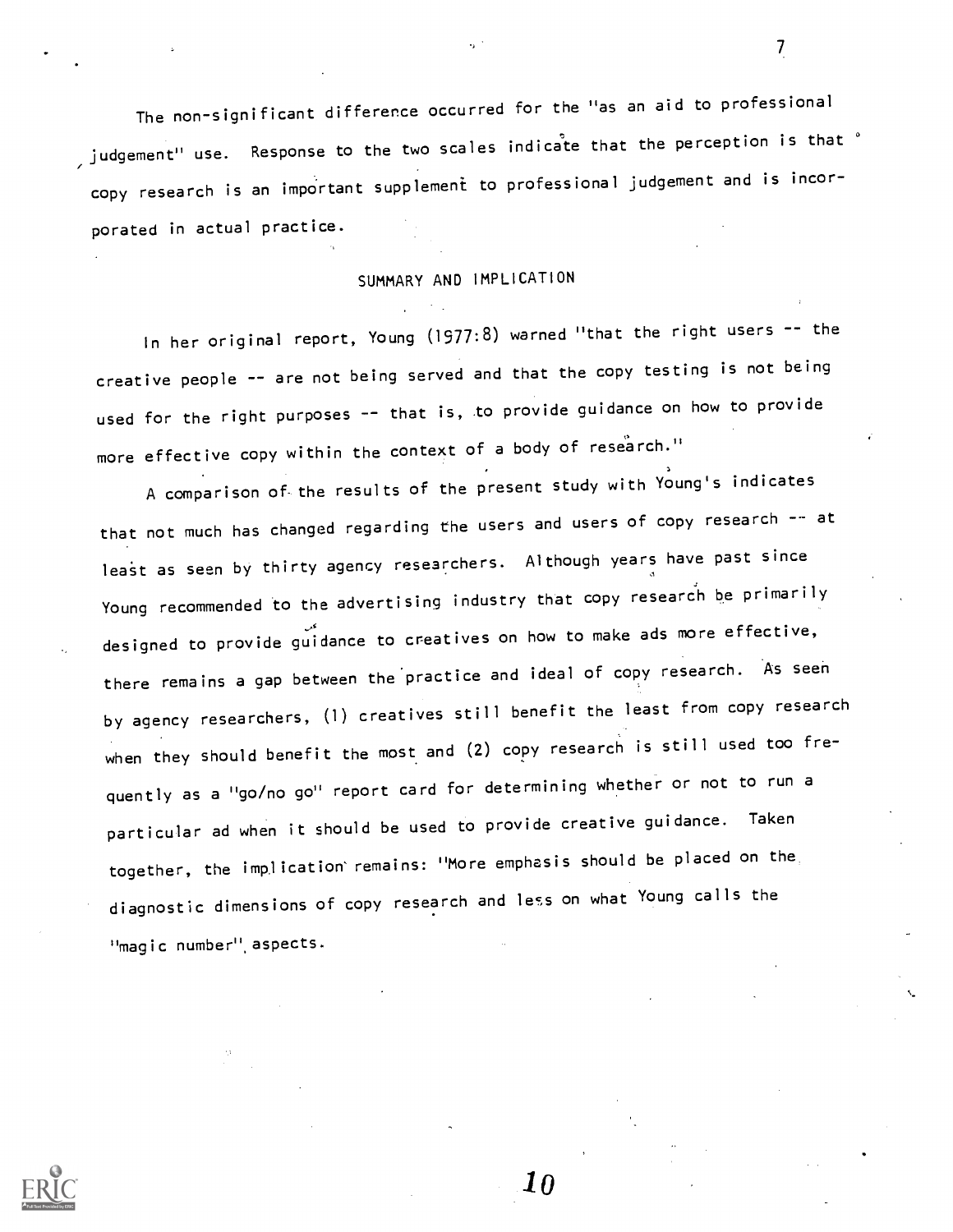The non-significant difference occurred for the "as an aid to professional judgement" use. Response to the two scales indicate that the perception is that copy research is an important supplement to professional judgement and is incorporated in actual practice.

## SUMMARY AND IMPLICATION

In her original report, Young (1977:8) warned "that the right users -- the creative people -- are not being served and that the copy testing is not being used for the right purposes -- that is, to provide guidance on how to provide more effective copy within the context of a body of research."

A comparison of the results of the present study with Young's indicates that not much has changed regarding the users and users of copy research -- at least as seen by thirty agency researchers. Although years have past since Young recommended to the advertising industry that copy research be primarily designed to provide guidance to creatives on how to make ads more effective, there remains a gap between the practice and ideal of copy research. As seen by agency researchers, (1) creatives still benefit the least from copy research when they should benefit the most and (2) copy research is still used too frequently as a "go/no go" report card for determining whether or not to run a particular ad when it should be used to provide creative guidance. Taken together, the implication remains: "More emphasis should be placed on the diagnostic dimensions of copy research and less on what Young calls the "magic number" aspects.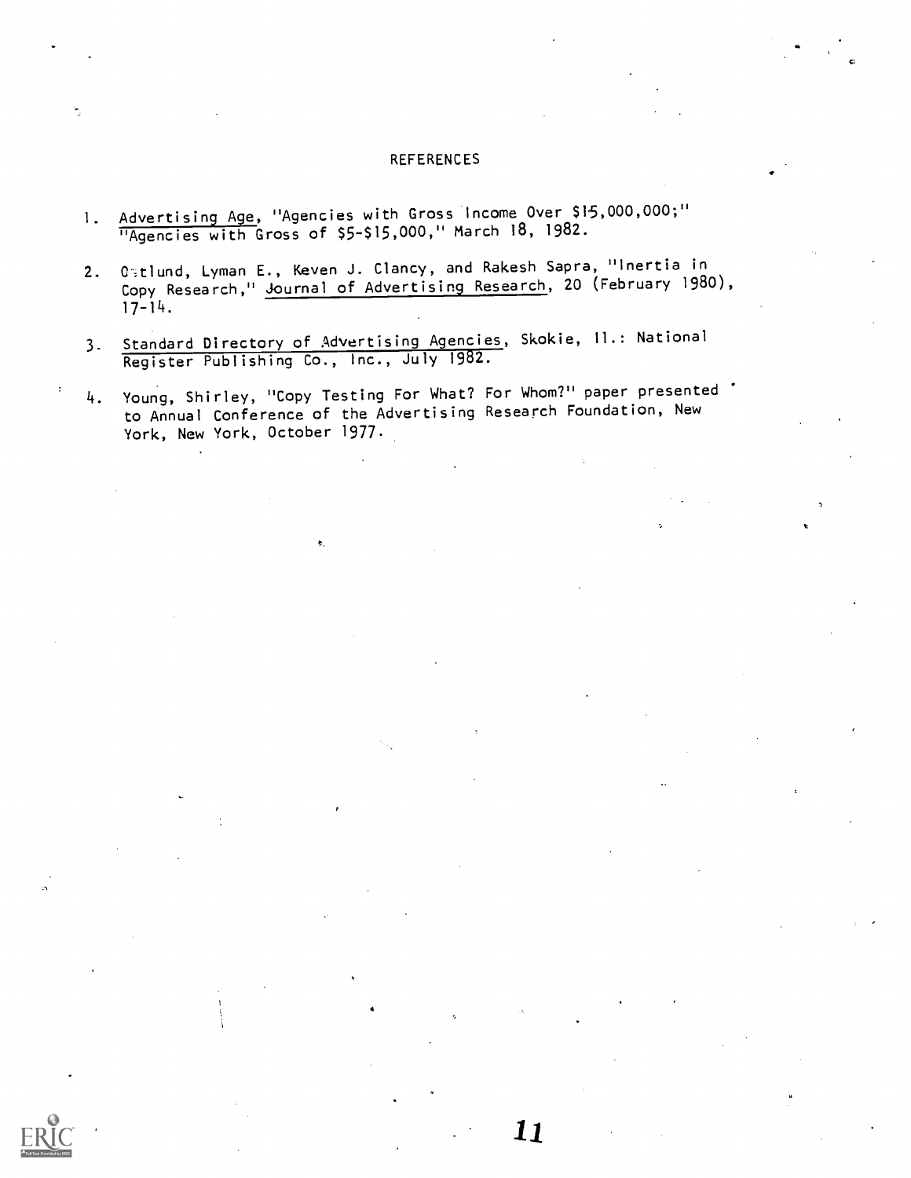# REFERENCES

1. Advertising Age, "Agencies with Gross Income Over $15,000,000;" "Agencies with Gross of $5-$15,000," March 18, 1982.

2. Ostlund, Lyman E., Keven J. Clancy, and Rakesh Sapra, "Inertia in Copy Research," Journal of Advertising Research, 20 (February 1980), 17-14.

3. Standard Directory of Advertising Agencies, Skokie, Il.: National Register Publishing Co., Inc., July 1982.

4. Young, Shirley, "Copy Testing For What? For Whom?" paper presented to Annual Conference of the Advertising Research Foundation, New York, New York, October 1977.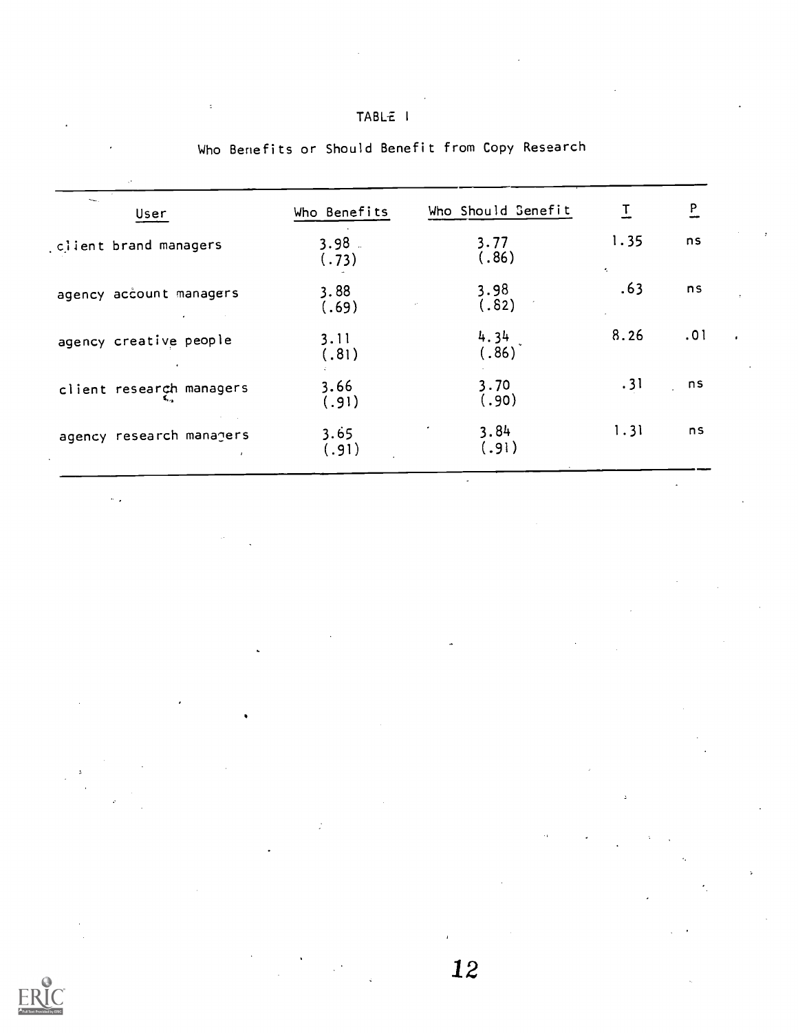TABLE I

Who Benefits or Should Benefit from Copy Research

| User | Who Benefits | Who Should Benefit | T | P |
|---|---|---|---|---|
| client brand managers | 3.98 (.73) | 3.77 (.86) | 1.35 | ns |
| agency account managers | 3.88 (.69) | 3.98 (.82) | .63 | ns |
| agency creative people | 3.11 (.81) | 4.34 (.86) | 8.26 | .01 |
| client research managers | 3.66 (.91) | 3.70 (.90) | .31 | ns |
| agency research managers | 3.65 (.91) | 3.84 (.91) | 1.31 | ns |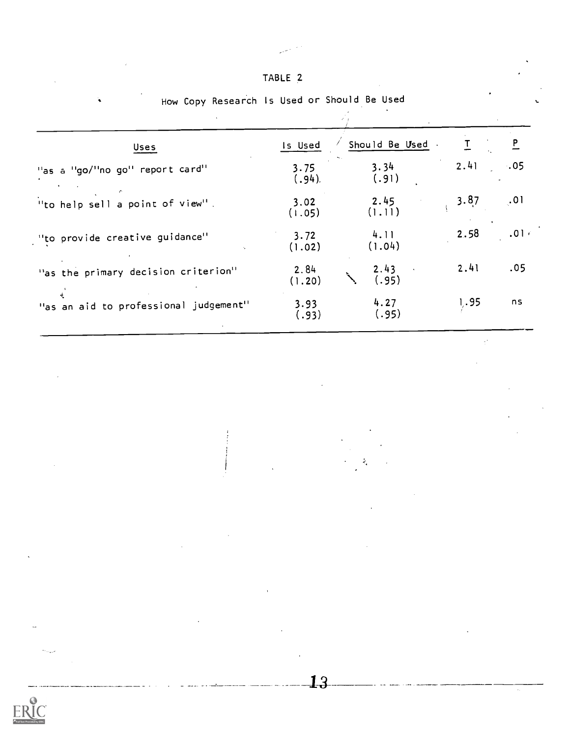# TABLE 2

## How Copy Research Is Used or Should Be Used

| Uses | Is Used | Should Be Used | T | P |
|---|---|---|---|---|
| "as a "go/"no go" report card" | 3.75 (.94) | 3.34 (.91) | 2.41 | .05 |
| "to help sell a point of view" | 3.02 (1.05) | 2.45 (1.11) | 3.87 | .01 |
| "to provide creative guidance" | 3.72 (1.02) | 4.11 (1.04) | 2.58 | .01 |
| "as the primary decision criterion" | 2.84 (1.20) | 2.43 (.95) | 2.41 | .05 |
| "as an aid to professional judgement" | 3.93 (.93) | 4.27 (.95) | 1.95 | ns |